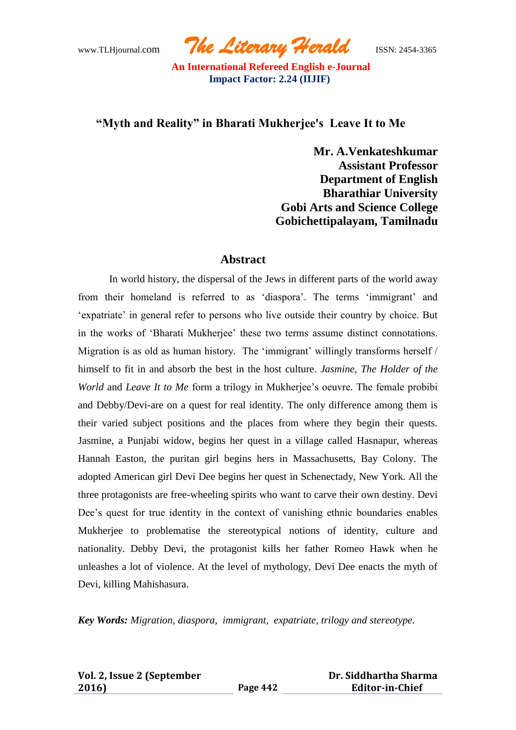# "Myth and Reality" in Bharati Mukherjee's Leave It to Me

**Mr. A.Venkateshkumar**
**Assistant Professor**
**Department of English**
**Bharathiar University**
**Gobi Arts and Science College**
**Gobichettipalayam, Tamilnadu**

## Abstract

In world history, the dispersal of the Jews in different parts of the world away from their homeland is referred to as 'diaspora'. The terms 'immigrant' and 'expatriate' in general refer to persons who live outside their country by choice. But in the works of 'Bharati Mukherjee' these two terms assume distinct connotations. Migration is as old as human history. The 'immigrant' willingly transforms herself / himself to fit in and absorb the best in the host culture. *Jasmine*, *The Holder of the World* and *Leave It to Me* form a trilogy in Mukherjee's oeuvre. The female probibi and Debby/Devi-are on a quest for real identity. The only difference among them is their varied subject positions and the places from where they begin their quests. Jasmine, a Punjabi widow, begins her quest in a village called Hasnapur, whereas Hannah Easton, the puritan girl begins hers in Massachusetts, Bay Colony. The adopted American girl Devi Dee begins her quest in Schenectady, New York. All the three protagonists are free-wheeling spirits who want to carve their own destiny. Devi Dee's quest for true identity in the context of vanishing ethnic boundaries enables Mukherjee to problematise the stereotypical notions of identity, culture and nationality. Debby Devi, the protagonist kills her father Romeo Hawk when he unleashes a lot of violence. At the level of mythology, Devi Dee enacts the myth of Devi, killing Mahishasura.

***Key Words:*** *Migration, diaspora, immigrant, expatriate, trilogy and stereotype.*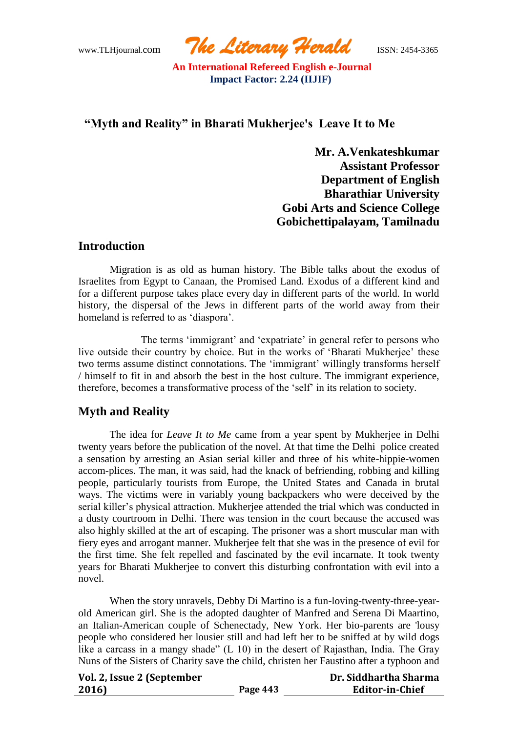## "Myth and Reality" in Bharati Mukherjee's Leave It to Me

**Mr. A.Venkateshkumar**
**Assistant Professor**
**Department of English**
**Bharathiar University**
**Gobi Arts and Science College**
**Gobichettipalayam, Tamilnadu**

### Introduction

Migration is as old as human history. The Bible talks about the exodus of Israelites from Egypt to Canaan, the Promised Land. Exodus of a different kind and for a different purpose takes place every day in different parts of the world. In world history, the dispersal of the Jews in different parts of the world away from their homeland is referred to as 'diaspora'.

The terms 'immigrant' and 'expatriate' in general refer to persons who live outside their country by choice. But in the works of 'Bharati Mukherjee' these two terms assume distinct connotations. The 'immigrant' willingly transforms herself / himself to fit in and absorb the best in the host culture. The immigrant experience, therefore, becomes a transformative process of the 'self' in its relation to society.

### Myth and Reality

The idea for *Leave It to Me* came from a year spent by Mukherjee in Delhi twenty years before the publication of the novel. At that time the Delhi police created a sensation by arresting an Asian serial killer and three of his white-hippie-women accom-plices. The man, it was said, had the knack of befriending, robbing and killing people, particularly tourists from Europe, the United States and Canada in brutal ways. The victims were in variably young backpackers who were deceived by the serial killer's physical attraction. Mukherjee attended the trial which was conducted in a dusty courtroom in Delhi. There was tension in the court because the accused was also highly skilled at the art of escaping. The prisoner was a short muscular man with fiery eyes and arrogant manner. Mukherjee felt that she was in the presence of evil for the first time. She felt repelled and fascinated by the evil incarnate. It took twenty years for Bharati Mukherjee to convert this disturbing confrontation with evil into a novel.

When the story unravels, Debby Di Martino is a fun-loving-twenty-three-year-old American girl. She is the adopted daughter of Manfred and Serena Di Maartino, an Italian-American couple of Schenectady, New York. Her bio-parents are 'lousy people who considered her lousier still and had left her to be sniffed at by wild dogs like a carcass in a mangy shade" (L 10) in the desert of Rajasthan, India. The Gray Nuns of the Sisters of Charity save the child, christen her Faustino after a typhoon and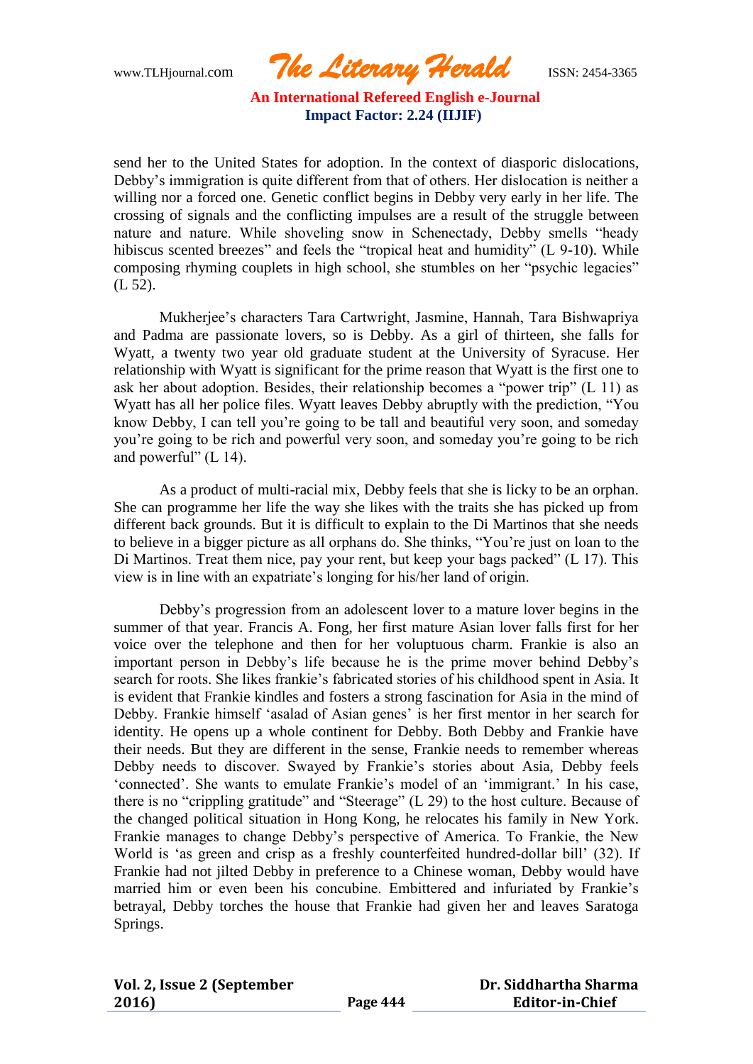send her to the United States for adoption. In the context of diasporic dislocations, Debby's immigration is quite different from that of others. Her dislocation is neither a willing nor a forced one. Genetic conflict begins in Debby very early in her life. The crossing of signals and the conflicting impulses are a result of the struggle between nature and nature. While shoveling snow in Schenectady, Debby smells "heady hibiscus scented breezes" and feels the "tropical heat and humidity" (L 9-10). While composing rhyming couplets in high school, she stumbles on her "psychic legacies" (L 52).

Mukherjee's characters Tara Cartwright, Jasmine, Hannah, Tara Bishwapriya and Padma are passionate lovers, so is Debby. As a girl of thirteen, she falls for Wyatt, a twenty two year old graduate student at the University of Syracuse. Her relationship with Wyatt is significant for the prime reason that Wyatt is the first one to ask her about adoption. Besides, their relationship becomes a "power trip" (L 11) as Wyatt has all her police files. Wyatt leaves Debby abruptly with the prediction, "You know Debby, I can tell you're going to be tall and beautiful very soon, and someday you're going to be rich and powerful very soon, and someday you're going to be rich and powerful" (L 14).

As a product of multi-racial mix, Debby feels that she is licky to be an orphan. She can programme her life the way she likes with the traits she has picked up from different back grounds. But it is difficult to explain to the Di Martinos that she needs to believe in a bigger picture as all orphans do. She thinks, "You're just on loan to the Di Martinos. Treat them nice, pay your rent, but keep your bags packed" (L 17). This view is in line with an expatriate's longing for his/her land of origin.

Debby's progression from an adolescent lover to a mature lover begins in the summer of that year. Francis A. Fong, her first mature Asian lover falls first for her voice over the telephone and then for her voluptuous charm. Frankie is also an important person in Debby's life because he is the prime mover behind Debby's search for roots. She likes frankie's fabricated stories of his childhood spent in Asia. It is evident that Frankie kindles and fosters a strong fascination for Asia in the mind of Debby. Frankie himself 'asalad of Asian genes' is her first mentor in her search for identity. He opens up a whole continent for Debby. Both Debby and Frankie have their needs. But they are different in the sense, Frankie needs to remember whereas Debby needs to discover. Swayed by Frankie's stories about Asia, Debby feels 'connected'. She wants to emulate Frankie's model of an 'immigrant.' In his case, there is no "crippling gratitude" and "Steerage" (L 29) to the host culture. Because of the changed political situation in Hong Kong, he relocates his family in New York. Frankie manages to change Debby's perspective of America. To Frankie, the New World is 'as green and crisp as a freshly counterfeited hundred-dollar bill' (32). If Frankie had not jilted Debby in preference to a Chinese woman, Debby would have married him or even been his concubine. Embittered and infuriated by Frankie's betrayal, Debby torches the house that Frankie had given her and leaves Saratoga Springs.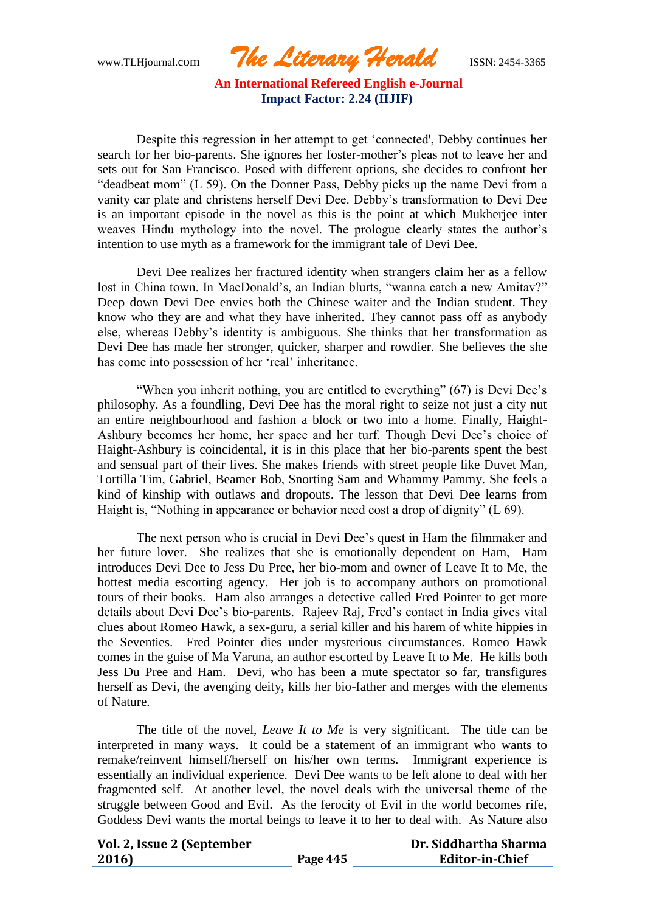Despite this regression in her attempt to get 'connected', Debby continues her search for her bio-parents. She ignores her foster-mother's pleas not to leave her and sets out for San Francisco. Posed with different options, she decides to confront her "deadbeat mom" (L 59). On the Donner Pass, Debby picks up the name Devi from a vanity car plate and christens herself Devi Dee. Debby's transformation to Devi Dee is an important episode in the novel as this is the point at which Mukherjee inter weaves Hindu mythology into the novel. The prologue clearly states the author's intention to use myth as a framework for the immigrant tale of Devi Dee.

Devi Dee realizes her fractured identity when strangers claim her as a fellow lost in China town. In MacDonald's, an Indian blurts, "wanna catch a new Amitav?" Deep down Devi Dee envies both the Chinese waiter and the Indian student. They know who they are and what they have inherited. They cannot pass off as anybody else, whereas Debby's identity is ambiguous. She thinks that her transformation as Devi Dee has made her stronger, quicker, sharper and rowdier. She believes the she has come into possession of her 'real' inheritance.

"When you inherit nothing, you are entitled to everything" (67) is Devi Dee's philosophy. As a foundling, Devi Dee has the moral right to seize not just a city nut an entire neighbourhood and fashion a block or two into a home. Finally, Haight-Ashbury becomes her home, her space and her turf. Though Devi Dee's choice of Haight-Ashbury is coincidental, it is in this place that her bio-parents spent the best and sensual part of their lives. She makes friends with street people like Duvet Man, Tortilla Tim, Gabriel, Beamer Bob, Snorting Sam and Whammy Pammy. She feels a kind of kinship with outlaws and dropouts. The lesson that Devi Dee learns from Haight is, "Nothing in appearance or behavior need cost a drop of dignity" (L 69).

The next person who is crucial in Devi Dee's quest in Ham the filmmaker and her future lover. She realizes that she is emotionally dependent on Ham, Ham introduces Devi Dee to Jess Du Pree, her bio-mom and owner of Leave It to Me, the hottest media escorting agency. Her job is to accompany authors on promotional tours of their books. Ham also arranges a detective called Fred Pointer to get more details about Devi Dee's bio-parents. Rajeev Raj, Fred's contact in India gives vital clues about Romeo Hawk, a sex-guru, a serial killer and his harem of white hippies in the Seventies. Fred Pointer dies under mysterious circumstances. Romeo Hawk comes in the guise of Ma Varuna, an author escorted by Leave It to Me. He kills both Jess Du Pree and Ham. Devi, who has been a mute spectator so far, transfigures herself as Devi, the avenging deity, kills her bio-father and merges with the elements of Nature.

The title of the novel, *Leave It to Me* is very significant. The title can be interpreted in many ways. It could be a statement of an immigrant who wants to remake/reinvent himself/herself on his/her own terms. Immigrant experience is essentially an individual experience. Devi Dee wants to be left alone to deal with her fragmented self. At another level, the novel deals with the universal theme of the struggle between Good and Evil. As the ferocity of Evil in the world becomes rife, Goddess Devi wants the mortal beings to leave it to her to deal with. As Nature also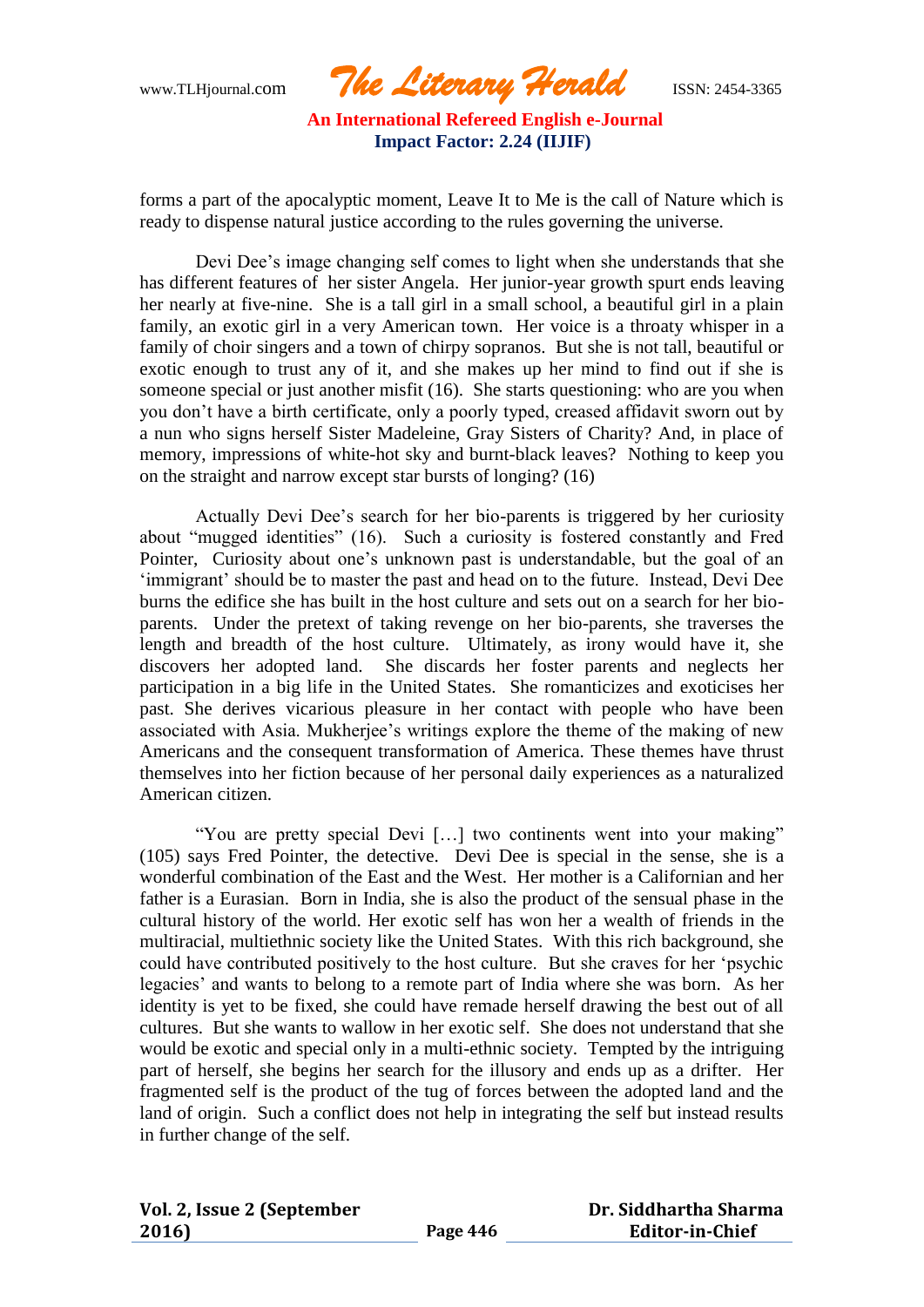forms a part of the apocalyptic moment, Leave It to Me is the call of Nature which is ready to dispense natural justice according to the rules governing the universe.

Devi Dee's image changing self comes to light when she understands that she has different features of her sister Angela. Her junior-year growth spurt ends leaving her nearly at five-nine. She is a tall girl in a small school, a beautiful girl in a plain family, an exotic girl in a very American town. Her voice is a throaty whisper in a family of choir singers and a town of chirpy sopranos. But she is not tall, beautiful or exotic enough to trust any of it, and she makes up her mind to find out if she is someone special or just another misfit (16). She starts questioning: who are you when you don't have a birth certificate, only a poorly typed, creased affidavit sworn out by a nun who signs herself Sister Madeleine, Gray Sisters of Charity? And, in place of memory, impressions of white-hot sky and burnt-black leaves? Nothing to keep you on the straight and narrow except star bursts of longing? (16)

Actually Devi Dee's search for her bio-parents is triggered by her curiosity about "mugged identities" (16). Such a curiosity is fostered constantly and Fred Pointer, Curiosity about one's unknown past is understandable, but the goal of an 'immigrant' should be to master the past and head on to the future. Instead, Devi Dee burns the edifice she has built in the host culture and sets out on a search for her bio-parents. Under the pretext of taking revenge on her bio-parents, she traverses the length and breadth of the host culture. Ultimately, as irony would have it, she discovers her adopted land. She discards her foster parents and neglects her participation in a big life in the United States. She romanticizes and exoticises her past. She derives vicarious pleasure in her contact with people who have been associated with Asia. Mukherjee's writings explore the theme of the making of new Americans and the consequent transformation of America. These themes have thrust themselves into her fiction because of her personal daily experiences as a naturalized American citizen.

"You are pretty special Devi […] two continents went into your making" (105) says Fred Pointer, the detective. Devi Dee is special in the sense, she is a wonderful combination of the East and the West. Her mother is a Californian and her father is a Eurasian. Born in India, she is also the product of the sensual phase in the cultural history of the world. Her exotic self has won her a wealth of friends in the multiracial, multiethnic society like the United States. With this rich background, she could have contributed positively to the host culture. But she craves for her 'psychic legacies' and wants to belong to a remote part of India where she was born. As her identity is yet to be fixed, she could have remade herself drawing the best out of all cultures. But she wants to wallow in her exotic self. She does not understand that she would be exotic and special only in a multi-ethnic society. Tempted by the intriguing part of herself, she begins her search for the illusory and ends up as a drifter. Her fragmented self is the product of the tug of forces between the adopted land and the land of origin. Such a conflict does not help in integrating the self but instead results in further change of the self.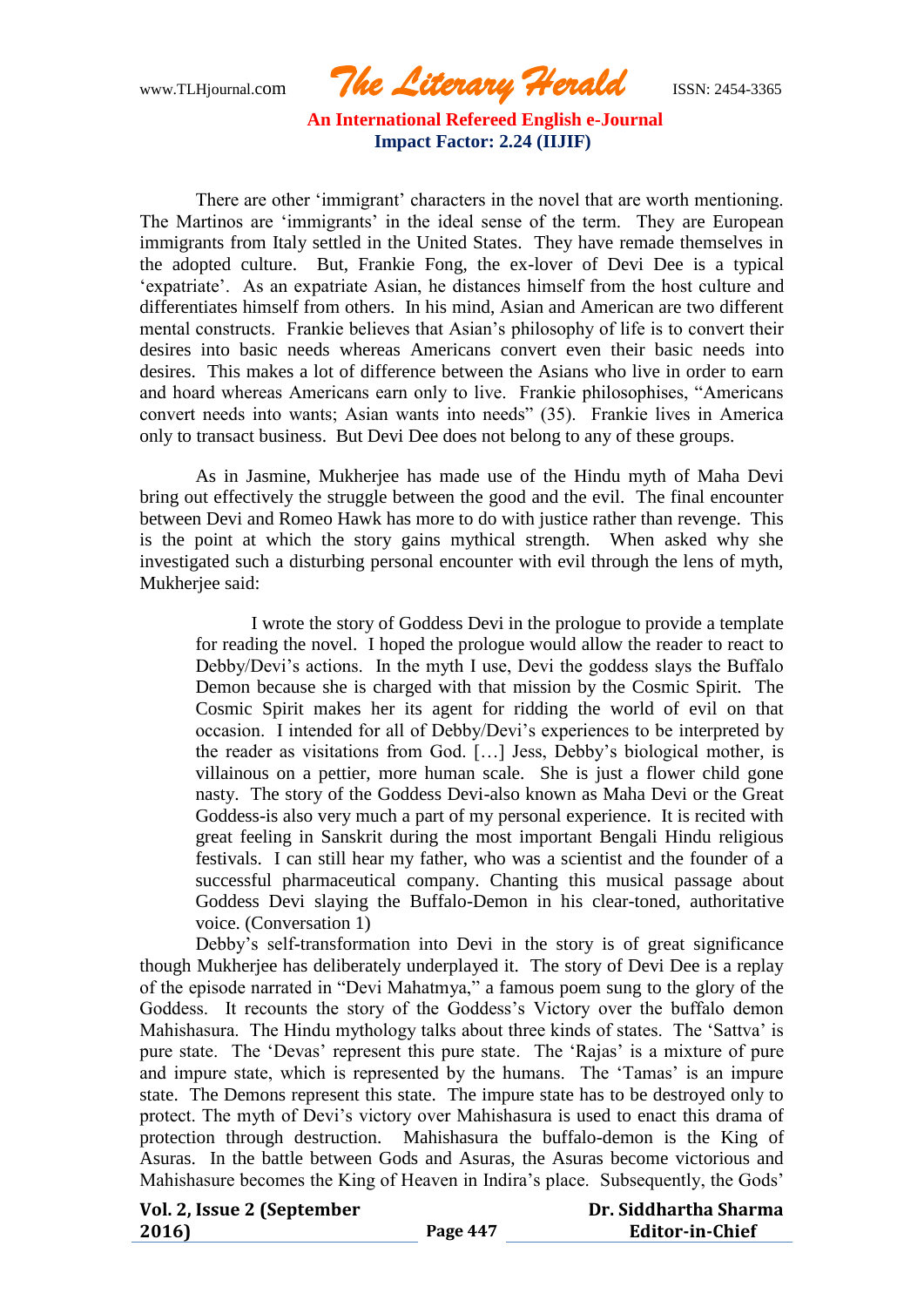There are other 'immigrant' characters in the novel that are worth mentioning. The Martinos are 'immigrants' in the ideal sense of the term. They are European immigrants from Italy settled in the United States. They have remade themselves in the adopted culture. But, Frankie Fong, the ex-lover of Devi Dee is a typical 'expatriate'. As an expatriate Asian, he distances himself from the host culture and differentiates himself from others. In his mind, Asian and American are two different mental constructs. Frankie believes that Asian's philosophy of life is to convert their desires into basic needs whereas Americans convert even their basic needs into desires. This makes a lot of difference between the Asians who live in order to earn and hoard whereas Americans earn only to live. Frankie philosophises, "Americans convert needs into wants; Asian wants into needs" (35). Frankie lives in America only to transact business. But Devi Dee does not belong to any of these groups.

As in Jasmine, Mukherjee has made use of the Hindu myth of Maha Devi bring out effectively the struggle between the good and the evil. The final encounter between Devi and Romeo Hawk has more to do with justice rather than revenge. This is the point at which the story gains mythical strength. When asked why she investigated such a disturbing personal encounter with evil through the lens of myth, Mukherjee said:

> I wrote the story of Goddess Devi in the prologue to provide a template for reading the novel. I hoped the prologue would allow the reader to react to Debby/Devi's actions. In the myth I use, Devi the goddess slays the Buffalo Demon because she is charged with that mission by the Cosmic Spirit. The Cosmic Spirit makes her its agent for ridding the world of evil on that occasion. I intended for all of Debby/Devi's experiences to be interpreted by the reader as visitations from God. [...] Jess, Debby's biological mother, is villainous on a pettier, more human scale. She is just a flower child gone nasty. The story of the Goddess Devi-also known as Maha Devi or the Great Goddess-is also very much a part of my personal experience. It is recited with great feeling in Sanskrit during the most important Bengali Hindu religious festivals. I can still hear my father, who was a scientist and the founder of a successful pharmaceutical company. Chanting this musical passage about Goddess Devi slaying the Buffalo-Demon in his clear-toned, authoritative voice. (Conversation 1)

Debby's self-transformation into Devi in the story is of great significance though Mukherjee has deliberately underplayed it. The story of Devi Dee is a replay of the episode narrated in "Devi Mahatmya," a famous poem sung to the glory of the Goddess. It recounts the story of the Goddess's Victory over the buffalo demon Mahishasura. The Hindu mythology talks about three kinds of states. The 'Sattva' is pure state. The 'Devas' represent this pure state. The 'Rajas' is a mixture of pure and impure state, which is represented by the humans. The 'Tamas' is an impure state. The Demons represent this state. The impure state has to be destroyed only to protect. The myth of Devi's victory over Mahishasura is used to enact this drama of protection through destruction. Mahishasura the buffalo-demon is the King of Asuras. In the battle between Gods and Asuras, the Asuras become victorious and Mahishasure becomes the King of Heaven in Indira's place. Subsequently, the Gods'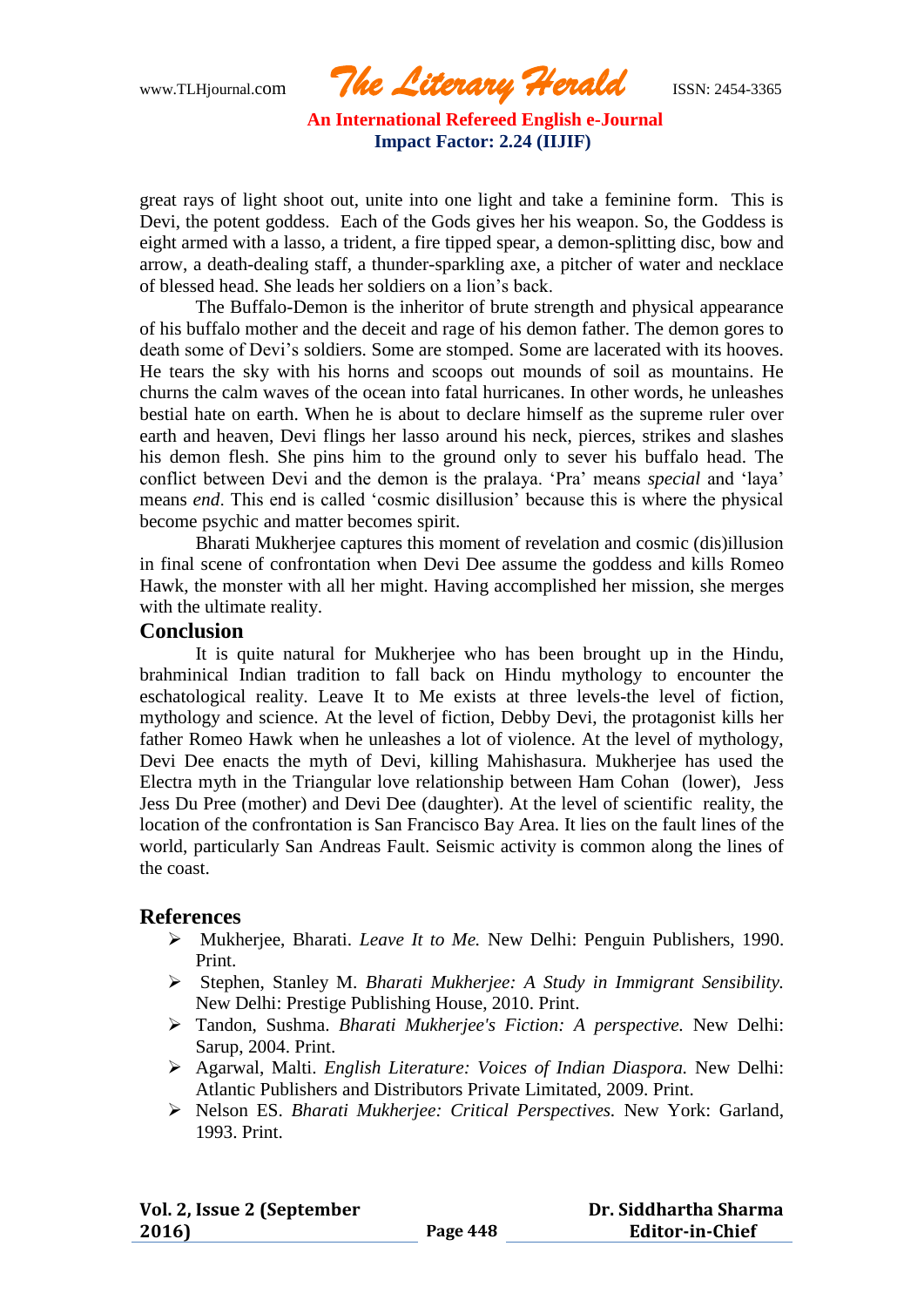great rays of light shoot out, unite into one light and take a feminine form. This is Devi, the potent goddess. Each of the Gods gives her his weapon. So, the Goddess is eight armed with a lasso, a trident, a fire tipped spear, a demon-splitting disc, bow and arrow, a death-dealing staff, a thunder-sparkling axe, a pitcher of water and necklace of blessed head. She leads her soldiers on a lion's back.

The Buffalo-Demon is the inheritor of brute strength and physical appearance of his buffalo mother and the deceit and rage of his demon father. The demon gores to death some of Devi's soldiers. Some are stomped. Some are lacerated with its hooves. He tears the sky with his horns and scoops out mounds of soil as mountains. He churns the calm waves of the ocean into fatal hurricanes. In other words, he unleashes bestial hate on earth. When he is about to declare himself as the supreme ruler over earth and heaven, Devi flings her lasso around his neck, pierces, strikes and slashes his demon flesh. She pins him to the ground only to sever his buffalo head. The conflict between Devi and the demon is the pralaya. 'Pra' means *special* and 'laya' means *end*. This end is called 'cosmic disillusion' because this is where the physical become psychic and matter becomes spirit.

Bharati Mukherjee captures this moment of revelation and cosmic (dis)illusion in final scene of confrontation when Devi Dee assume the goddess and kills Romeo Hawk, the monster with all her might. Having accomplished her mission, she merges with the ultimate reality.

## Conclusion

It is quite natural for Mukherjee who has been brought up in the Hindu, brahminical Indian tradition to fall back on Hindu mythology to encounter the eschatological reality. Leave It to Me exists at three levels-the level of fiction, mythology and science. At the level of fiction, Debby Devi, the protagonist kills her father Romeo Hawk when he unleashes a lot of violence. At the level of mythology, Devi Dee enacts the myth of Devi, killing Mahishasura. Mukherjee has used the Electra myth in the Triangular love relationship between Ham Cohan (lower), Jess Jess Du Pree (mother) and Devi Dee (daughter). At the level of scientific reality, the location of the confrontation is San Francisco Bay Area. It lies on the fault lines of the world, particularly San Andreas Fault. Seismic activity is common along the lines of the coast.

## References

- Mukherjee, Bharati. *Leave It to Me.* New Delhi: Penguin Publishers, 1990. Print.
- Stephen, Stanley M. *Bharati Mukherjee: A Study in Immigrant Sensibility.* New Delhi: Prestige Publishing House, 2010. Print.
- Tandon, Sushma. *Bharati Mukherjee's Fiction: A perspective.* New Delhi: Sarup, 2004. Print.
- Agarwal, Malti. *English Literature: Voices of Indian Diaspora.* New Delhi: Atlantic Publishers and Distributors Private Limitated, 2009. Print.
- Nelson ES. *Bharati Mukherjee: Critical Perspectives.* New York: Garland, 1993. Print.